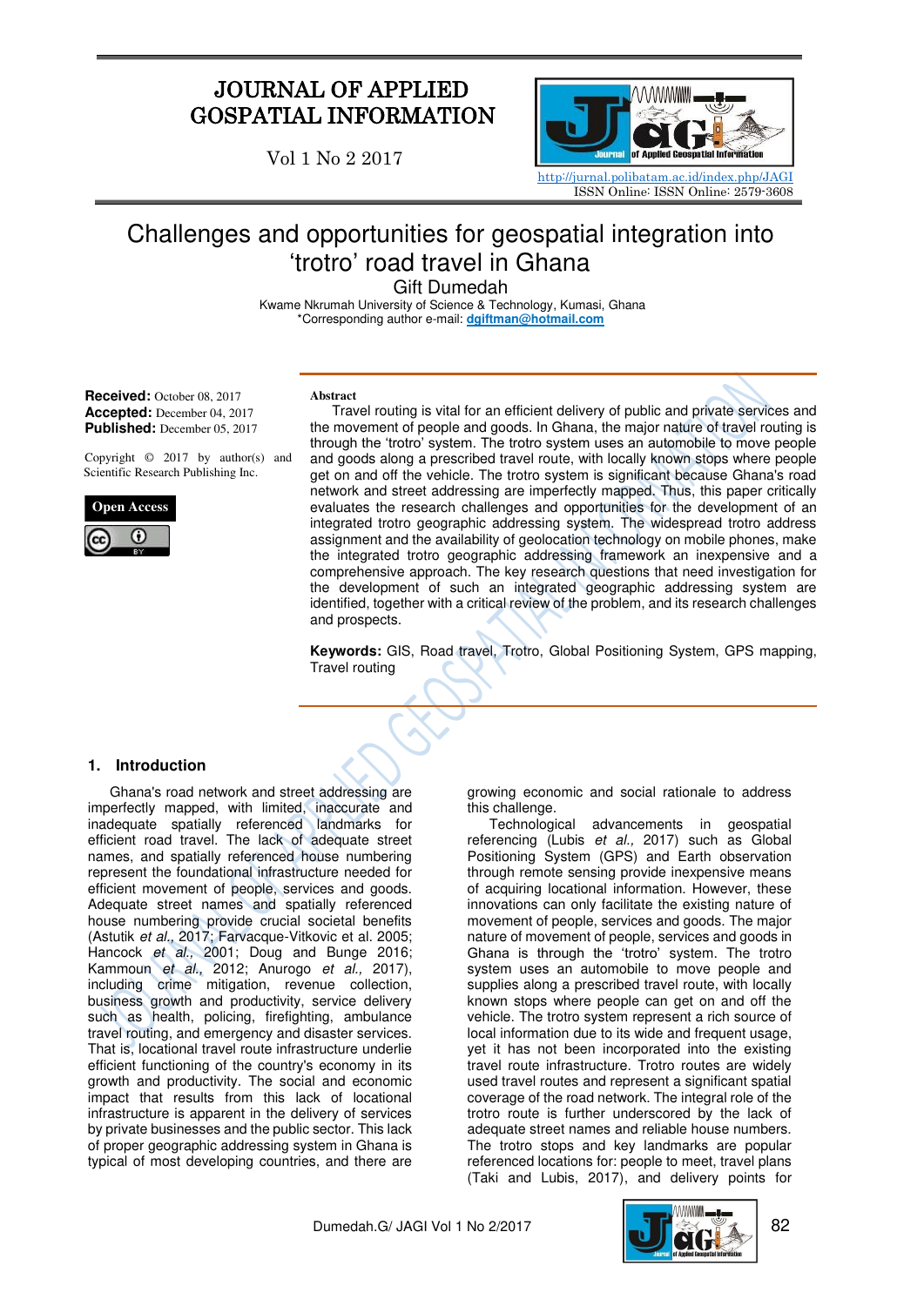# Challenges and opportunities for geospatial integration into 'trotro' road travel in Ghana

Gift Dumedah

Kwame Nkrumah University of Science & Technology, Kumasi, Ghana

*Corresponding author e-mail: dgiftman@hotmail.com

**Received:** October 08, 2017
**Accepted:** December 04, 2017
**Published:** December 05, 2017

Copyright © 2017 by author(s) and Scientific Research Publishing Inc.

**Open Access**

**Abstract**

Travel routing is vital for an efficient delivery of public and private services and the movement of people and goods. In Ghana, the major nature of travel routing is through the 'trotro' system. The trotro system uses an automobile to move people and goods along a prescribed travel route, with locally known stops where people get on and off the vehicle. The trotro system is significant because Ghana's road network and street addressing are imperfectly mapped. Thus, this paper critically evaluates the research challenges and opportunities for the development of an integrated trotro geographic addressing system. The widespread trotro address assignment and the availability of geolocation technology on mobile phones, make the integrated trotro geographic addressing framework an inexpensive and a comprehensive approach. The key research questions that need investigation for the development of such an integrated geographic addressing system are identified, together with a critical review of the problem, and its research challenges and prospects.

**Keywords:** GIS, Road travel, Trotro, Global Positioning System, GPS mapping, Travel routing

## 1. Introduction

Ghana's road network and street addressing are imperfectly mapped, with limited, inaccurate and inadequate spatially referenced landmarks for efficient road travel. The lack of adequate street names, and spatially referenced house numbering represent the foundational infrastructure needed for efficient movement of people, services and goods. Adequate street names and spatially referenced house numbering provide crucial societal benefits (Astutik *et al.,* 2017; Farvacque-Vitkovic et al. 2005; Hancock *et al.,* 2001; Doug and Bunge 2016; Kammoun *et al.,* 2012; Anurogo *et al.,* 2017), including crime mitigation, revenue collection, business growth and productivity, service delivery such as health, policing, firefighting, ambulance travel routing, and emergency and disaster services. That is, locational travel route infrastructure underlie efficient functioning of the country's economy in its growth and productivity. The social and economic impact that results from this lack of locational infrastructure is apparent in the delivery of services by private businesses and the public sector. This lack of proper geographic addressing system in Ghana is typical of most developing countries, and there are growing economic and social rationale to address this challenge.

Technological advancements in geospatial referencing (Lubis *et al.,* 2017) such as Global Positioning System (GPS) and Earth observation through remote sensing provide inexpensive means of acquiring locational information. However, these innovations can only facilitate the existing nature of movement of people, services and goods. The major nature of movement of people, services and goods in Ghana is through the 'trotro' system. The trotro system uses an automobile to move people and supplies along a prescribed travel route, with locally known stops where people can get on and off the vehicle. The trotro system represent a rich source of local information due to its wide and frequent usage, yet it has not been incorporated into the existing travel route infrastructure. Trotro routes are widely used travel routes and represent a significant spatial coverage of the road network. The integral role of the trotro route is further underscored by the lack of adequate street names and reliable house numbers. The trotro stops and key landmarks are popular referenced locations for: people to meet, travel plans (Taki and Lubis, 2017), and delivery points for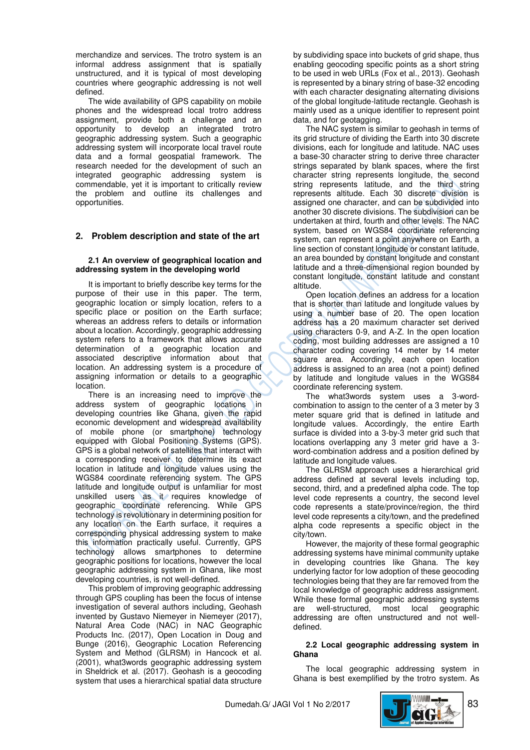merchandize and services. The trotro system is an informal address assignment that is spatially unstructured, and it is typical of most developing countries where geographic addressing is not well defined.

The wide availability of GPS capability on mobile phones and the widespread local trotro address assignment, provide both a challenge and an opportunity to develop an integrated trotro geographic addressing system. Such a geographic addressing system will incorporate local travel route data and a formal geospatial framework. The research needed for the development of such an integrated geographic addressing system is commendable, yet it is important to critically review the problem and outline its challenges and opportunities.

## 2. Problem description and state of the art

### 2.1 An overview of geographical location and addressing system in the developing world

It is important to briefly describe key terms for the purpose of their use in this paper. The term, geographic location or simply location, refers to a specific place or position on the Earth surface; whereas an address refers to details or information about a location. Accordingly, geographic addressing system refers to a framework that allows accurate determination of a geographic location and associated descriptive information about that location. An addressing system is a procedure of assigning information or details to a geographic location.

There is an increasing need to improve the address system of geographic locations in developing countries like Ghana, given the rapid economic development and widespread availability of mobile phone (or smartphone) technology equipped with Global Positioning Systems (GPS). GPS is a global network of satellites that interact with a corresponding receiver to determine its exact location in latitude and longitude values using the WGS84 coordinate referencing system. The GPS latitude and longitude output is unfamiliar for most unskilled users as it requires knowledge of geographic coordinate referencing. While GPS technology is revolutionary in determining position for any location on the Earth surface, it requires a corresponding physical addressing system to make this information practically useful. Currently, GPS technology allows smartphones to determine geographic positions for locations, however the local geographic addressing system in Ghana, like most developing countries, is not well-defined.

This problem of improving geographic addressing through GPS coupling has been the focus of intense investigation of several authors including, Geohash invented by Gustavo Niemeyer in Niemeyer (2017), Natural Area Code (NAC) in NAC Geographic Products Inc. (2017), Open Location in Doug and Bunge (2016), Geographic Location Referencing System and Method (GLRSM) in Hancock et al. (2001), what3words geographic addressing system in Sheldrick et al. (2017). Geohash is a geocoding system that uses a hierarchical spatial data structure by subdividing space into buckets of grid shape, thus enabling geocoding specific points as a short string to be used in web URLs (Fox et al., 2013). Geohash is represented by a binary string of base-32 encoding with each character designating alternating divisions of the global longitude-latitude rectangle. Geohash is mainly used as a unique identifier to represent point data, and for geotagging.

The NAC system is similar to geohash in terms of its grid structure of dividing the Earth into 30 discrete divisions, each for longitude and latitude. NAC uses a base-30 character string to derive three character strings separated by blank spaces, where the first character string represents longitude, the second string represents latitude, and the third string represents altitude. Each 30 discrete division is assigned one character, and can be subdivided into another 30 discrete divisions. The subdivision can be undertaken at third, fourth and other levels. The NAC system, based on WGS84 coordinate referencing system, can represent a point anywhere on Earth, a line section of constant longitude or constant latitude, an area bounded by constant longitude and constant latitude and a three-dimensional region bounded by constant longitude, constant latitude and constant altitude.

Open location defines an address for a location that is shorter than latitude and longitude values by using a number base of 20. The open location address has a 20 maximum character set derived using characters 0-9, and A-Z. In the open location coding, most building addresses are assigned a 10 character coding covering 14 meter by 14 meter square area. Accordingly, each open location address is assigned to an area (not a point) defined by latitude and longitude values in the WGS84 coordinate referencing system.

The what3words system uses a 3-word-combination to assign to the center of a 3 meter by 3 meter square grid that is defined in latitude and longitude values. Accordingly, the entire Earth surface is divided into a 3-by-3 meter grid such that locations overlapping any 3 meter grid have a 3-word-combination address and a position defined by latitude and longitude values.

The GLRSM approach uses a hierarchical grid address defined at several levels including top, second, third, and a predefined alpha code. The top level code represents a country, the second level code represents a state/province/region, the third level code represents a city/town, and the predefined alpha code represents a specific object in the city/town.

However, the majority of these formal geographic addressing systems have minimal community uptake in developing countries like Ghana. The key underlying factor for low adoption of these geocoding technologies being that they are far removed from the local knowledge of geographic address assignment. While these formal geographic addressing systems are well-structured, most local geographic addressing are often unstructured and not well-defined.

### 2.2 Local geographic addressing system in Ghana

The local geographic addressing system in Ghana is best exemplified by the trotro system. As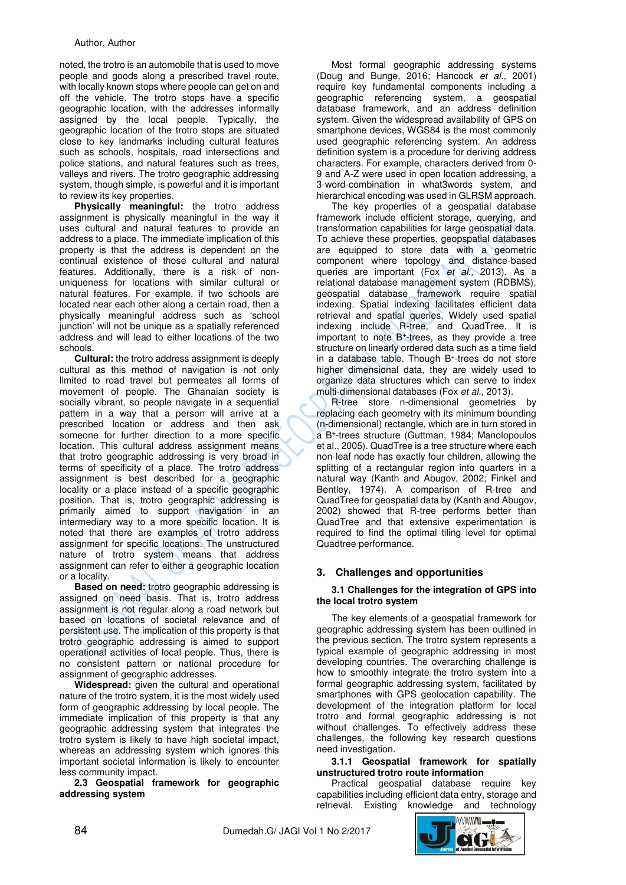noted, the trotro is an automobile that is used to move people and goods along a prescribed travel route, with locally known stops where people can get on and off the vehicle. The trotro stops have a specific geographic location, with the addresses informally assigned by the local people. Typically, the geographic location of the trotro stops are situated close to key landmarks including cultural features such as schools, hospitals, road intersections and police stations, and natural features such as trees, valleys and rivers. The trotro geographic addressing system, though simple, is powerful and it is important to review its key properties.

**Physically meaningful:** the trotro address assignment is physically meaningful in the way it uses cultural and natural features to provide an address to a place. The immediate implication of this property is that the address is dependent on the continual existence of those cultural and natural features. Additionally, there is a risk of non-uniqueness for locations with similar cultural or natural features. For example, if two schools are located near each other along a certain road, then a physically meaningful address such as 'school junction' will not be unique as a spatially referenced address and will lead to either locations of the two schools.

**Cultural:** the trotro address assignment is deeply cultural as this method of navigation is not only limited to road travel but permeates all forms of movement of people. The Ghanaian society is socially vibrant, so people navigate in a sequential pattern in a way that a person will arrive at a prescribed location or address and then ask someone for further direction to a more specific location. This cultural address assignment means that trotro geographic addressing is very broad in terms of specificity of a place. The trotro address assignment is best described for a geographic locality or a place instead of a specific geographic position. That is, trotro geographic addressing is primarily aimed to support navigation in an intermediary way to a more specific location. It is noted that there are examples of trotro address assignment for specific locations. The unstructured nature of trotro system means that address assignment can refer to either a geographic location or a locality.

**Based on need:** trotro geographic addressing is assigned on need basis. That is, trotro address assignment is not regular along a road network but based on locations of societal relevance and of persistent use. The implication of this property is that trotro geographic addressing is aimed to support operational activities of local people. Thus, there is no consistent pattern or national procedure for assignment of geographic addresses.

**Widespread:** given the cultural and operational nature of the trotro system, it is the most widely used form of geographic addressing by local people. The immediate implication of this property is that any geographic addressing system that integrates the trotro system is likely to have high societal impact, whereas an addressing system which ignores this important societal information is likely to encounter less community impact.

### 2.3 Geospatial framework for geographic addressing system

Most formal geographic addressing systems (Doug and Bunge, 2016; Hancock *et al.,* 2001) require key fundamental components including a geographic referencing system, a geospatial database framework, and an address definition system. Given the widespread availability of GPS on smartphone devices, WGS84 is the most commonly used geographic referencing system. An address definition system is a procedure for deriving address characters. For example, characters derived from 0-9 and A-Z were used in open location addressing, a 3-word-combination in what3words system, and hierarchical encoding was used in GLRSM approach.

The key properties of a geospatial database framework include efficient storage, querying, and transformation capabilities for large geospatial data. To achieve these properties, geopspatial databases are equipped to store data with a geometric component where topology and distance-based queries are important (Fox *et al.,* 2013). As a relational database management system (RDBMS), geospatial database framework require spatial indexing. Spatial indexing facilitates efficient data retrieval and spatial queries. Widely used spatial indexing include R-tree, and QuadTree. It is important to note B⁺-trees, as they provide a tree structure on linearly ordered data such as a time field in a database table. Though B⁺-trees do not store higher dimensional data, they are widely used to organize data structures which can serve to index multi-dimensional databases (Fox *et al.,* 2013).

R-tree store n-dimensional geometries by replacing each geometry with its minimum bounding (n-dimensional) rectangle, which are in turn stored in a B⁺-trees structure (Guttman, 1984; Manolopoulos et al., 2005). QuadTree is a tree structure where each non-leaf node has exactly four children, allowing the splitting of a rectangular region into quarters in a natural way (Kanth and Abugov, 2002; Finkel and Bentley, 1974). A comparison of R-tree and QuadTree for geospatial data by (Kanth and Abugov, 2002) showed that R-tree performs better than QuadTree and that extensive experimentation is required to find the optimal tiling level for optimal Quadtree performance.

## 3. Challenges and opportunities

### 3.1 Challenges for the integration of GPS into the local trotro system

The key elements of a geospatial framework for geographic addressing system has been outlined in the previous section. The trotro system represents a typical example of geographic addressing in most developing countries. The overarching challenge is how to smoothly integrate the trotro system into a formal geographic addressing system, facilitated by smartphones with GPS geolocation capability. The development of the integration platform for local trotro and formal geographic addressing is not without challenges. To effectively address these challenges, the following key research questions need investigation.

#### 3.1.1 Geospatial framework for spatially unstructured trotro route information

Practical geospatial database require key capabilities including efficient data entry, storage and retrieval. Existing knowledge and technology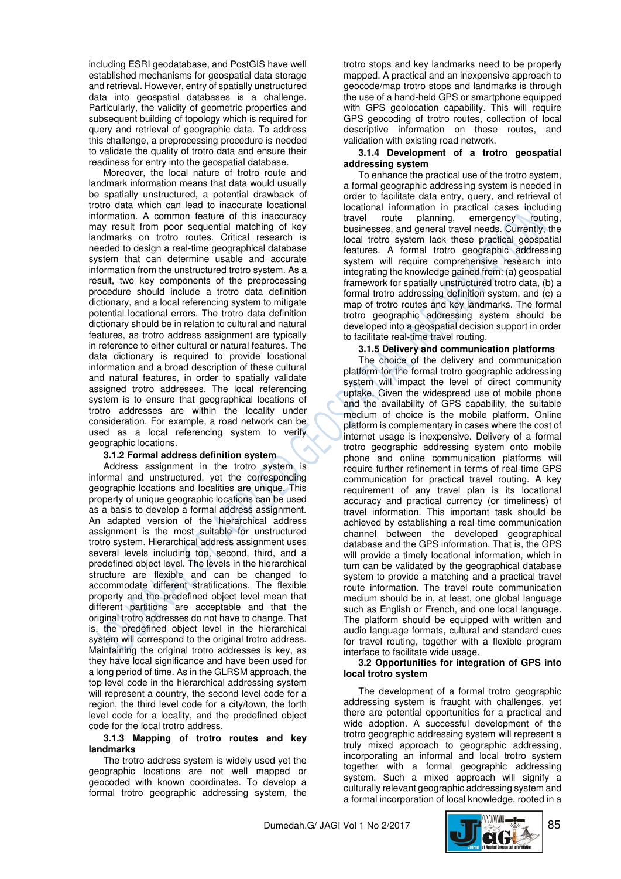including ESRI geodatabase, and PostGIS have well established mechanisms for geospatial data storage and retrieval. However, entry of spatially unstructured data into geospatial databases is a challenge. Particularly, the validity of geometric properties and subsequent building of topology which is required for query and retrieval of geographic data. To address this challenge, a preprocessing procedure is needed to validate the quality of trotro data and ensure their readiness for entry into the geospatial database.

Moreover, the local nature of trotro route and landmark information means that data would usually be spatially unstructured, a potential drawback of trotro data which can lead to inaccurate locational information. A common feature of this inaccuracy may result from poor sequential matching of key landmarks on trotro routes. Critical research is needed to design a real-time geographical database system that can determine usable and accurate information from the unstructured trotro system. As a result, two key components of the preprocessing procedure should include a trotro data definition dictionary, and a local referencing system to mitigate potential locational errors. The trotro data definition dictionary should be in relation to cultural and natural features, as trotro address assignment are typically in reference to either cultural or natural features. The data dictionary is required to provide locational information and a broad description of these cultural and natural features, in order to spatially validate assigned trotro addresses. The local referencing system is to ensure that geographical locations of trotro addresses are within the locality under consideration. For example, a road network can be used as a local referencing system to verify geographic locations.

### 3.1.2 Formal address definition system

Address assignment in the trotro system is informal and unstructured, yet the corresponding geographic locations and localities are unique. This property of unique geographic locations can be used as a basis to develop a formal address assignment. An adapted version of the hierarchical address assignment is the most suitable for unstructured trotro system. Hierarchical address assignment uses several levels including top, second, third, and a predefined object level. The levels in the hierarchical structure are flexible and can be changed to accommodate different stratifications. The flexible property and the predefined object level mean that different partitions are acceptable and that the original trotro addresses do not have to change. That is, the predefined object level in the hierarchical system will correspond to the original trotro address. Maintaining the original trotro addresses is key, as they have local significance and have been used for a long period of time. As in the GLRSM approach, the top level code in the hierarchical addressing system will represent a country, the second level code for a region, the third level code for a city/town, the forth level code for a locality, and the predefined object code for the local trotro address.

### 3.1.3 Mapping of trotro routes and key landmarks

The trotro address system is widely used yet the geographic locations are not well mapped or geocoded with known coordinates. To develop a formal trotro geographic addressing system, the trotro stops and key landmarks need to be properly mapped. A practical and an inexpensive approach to geocode/map trotro stops and landmarks is through the use of a hand-held GPS or smartphone equipped with GPS geolocation capability. This will require GPS geocoding of trotro routes, collection of local descriptive information on these routes, and validation with existing road network.

### 3.1.4 Development of a trotro geospatial addressing system

To enhance the practical use of the trotro system, a formal geographic addressing system is needed in order to facilitate data entry, query, and retrieval of locational information in practical cases including travel route planning, emergency routing, businesses, and general travel needs. Currently, the local trotro system lack these practical geospatial features. A formal trotro geographic addressing system will require comprehensive research into integrating the knowledge gained from: (a) geospatial framework for spatially unstructured trotro data, (b) a formal trotro addressing definition system, and (c) a map of trotro routes and key landmarks. The formal trotro geographic addressing system should be developed into a geospatial decision support in order to facilitate real-time travel routing.

### 3.1.5 Delivery and communication platforms

The choice of the delivery and communication platform for the formal trotro geographic addressing system will impact the level of direct community uptake. Given the widespread use of mobile phone and the availability of GPS capability, the suitable medium of choice is the mobile platform. Online platform is complementary in cases where the cost of internet usage is inexpensive. Delivery of a formal trotro geographic addressing system onto mobile phone and online communication platforms will require further refinement in terms of real-time GPS communication for practical travel routing. A key requirement of any travel plan is its locational accuracy and practical currency (or timeliness) of travel information. This important task should be achieved by establishing a real-time communication channel between the developed geographical database and the GPS information. That is, the GPS will provide a timely locational information, which in turn can be validated by the geographical database system to provide a matching and a practical travel route information. The travel route communication medium should be in, at least, one global language such as English or French, and one local language. The platform should be equipped with written and audio language formats, cultural and standard cues for travel routing, together with a flexible program interface to facilitate wide usage.

## 3.2 Opportunities for integration of GPS into local trotro system

The development of a formal trotro geographic addressing system is fraught with challenges, yet there are potential opportunities for a practical and wide adoption. A successful development of the trotro geographic addressing system will represent a truly mixed approach to geographic addressing, incorporating an informal and local trotro system together with a formal geographic addressing system. Such a mixed approach will signify a culturally relevant geographic addressing system and a formal incorporation of local knowledge, rooted in a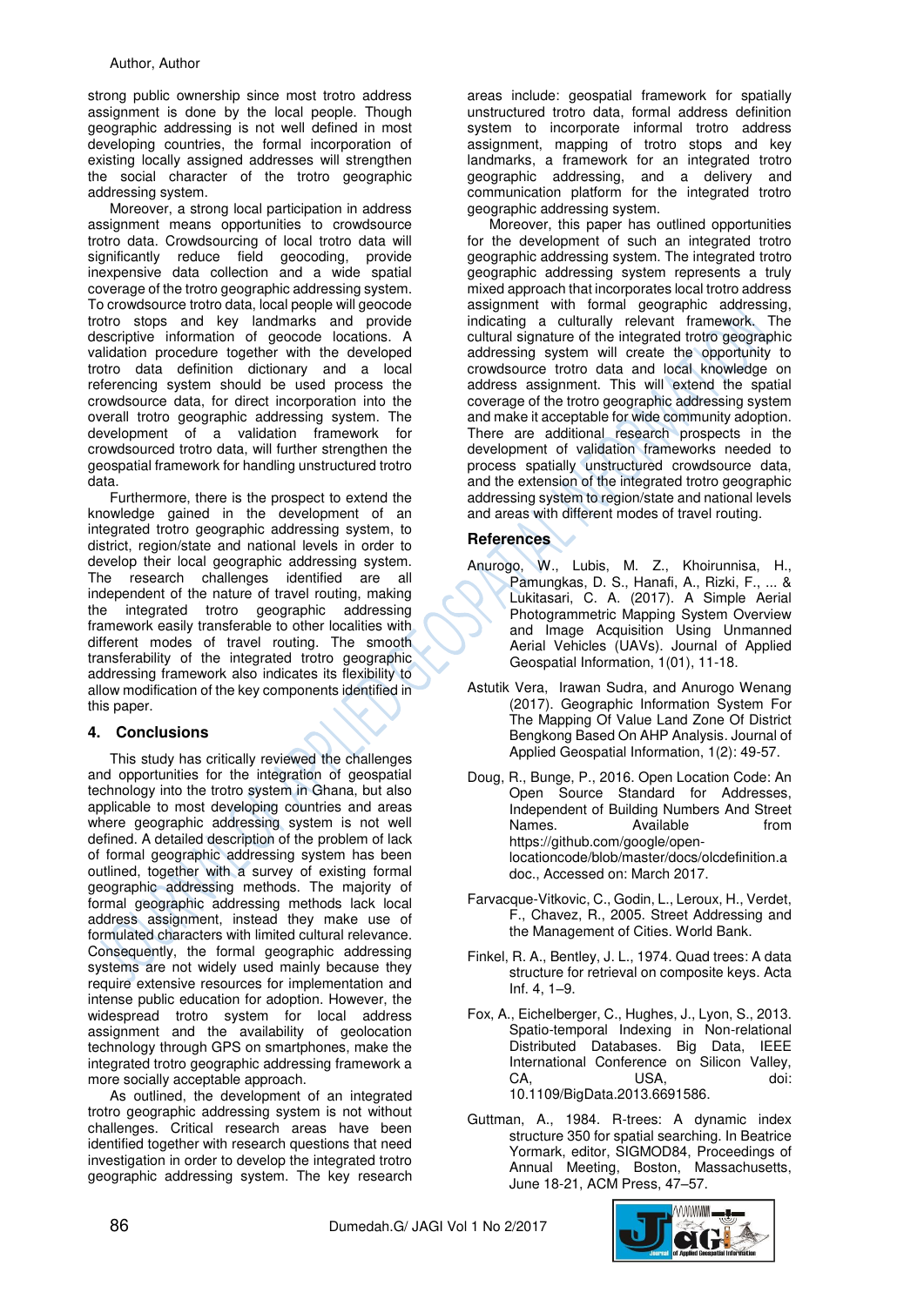strong public ownership since most trotro address assignment is done by the local people. Though geographic addressing is not well defined in most developing countries, the formal incorporation of existing locally assigned addresses will strengthen the social character of the trotro geographic addressing system.

Moreover, a strong local participation in address assignment means opportunities to crowdsource trotro data. Crowdsourcing of local trotro data will significantly reduce field geocoding, provide inexpensive data collection and a wide spatial coverage of the trotro geographic addressing system. To crowdsource trotro data, local people will geocode trotro stops and key landmarks and provide descriptive information of geocode locations. A validation procedure together with the developed trotro data definition dictionary and a local referencing system should be used process the crowdsource data, for direct incorporation into the overall trotro geographic addressing system. The development of a validation framework for crowdsourced trotro data, will further strengthen the geospatial framework for handling unstructured trotro data.

Furthermore, there is the prospect to extend the knowledge gained in the development of an integrated trotro geographic addressing system, to district, region/state and national levels in order to develop their local geographic addressing system. The research challenges identified are all independent of the nature of travel routing, making the integrated trotro geographic addressing framework easily transferable to other localities with different modes of travel routing. The smooth transferability of the integrated trotro geographic addressing framework also indicates its flexibility to allow modification of the key components identified in this paper.

## 4. Conclusions

This study has critically reviewed the challenges and opportunities for the integration of geospatial technology into the trotro system in Ghana, but also applicable to most developing countries and areas where geographic addressing system is not well defined. A detailed description of the problem of lack of formal geographic addressing system has been outlined, together with a survey of existing formal geographic addressing methods. The majority of formal geographic addressing methods lack local address assignment, instead they make use of formulated characters with limited cultural relevance. Consequently, the formal geographic addressing systems are not widely used mainly because they require extensive resources for implementation and intense public education for adoption. However, the widespread trotro system for local address assignment and the availability of geolocation technology through GPS on smartphones, make the integrated trotro geographic addressing framework a more socially acceptable approach.

As outlined, the development of an integrated trotro geographic addressing system is not without challenges. Critical research areas have been identified together with research questions that need investigation in order to develop the integrated trotro geographic addressing system. The key research areas include: geospatial framework for spatially unstructured trotro data, formal address definition system to incorporate informal trotro address assignment, mapping of trotro stops and key landmarks, a framework for an integrated trotro geographic addressing, and a delivery and communication platform for the integrated trotro geographic addressing system.

Moreover, this paper has outlined opportunities for the development of such an integrated trotro geographic addressing system. The integrated trotro geographic addressing system represents a truly mixed approach that incorporates local trotro address assignment with formal geographic addressing, indicating a culturally relevant framework. The cultural signature of the integrated trotro geographic addressing system will create the opportunity to crowdsource trotro data and local knowledge on address assignment. This will extend the spatial coverage of the trotro geographic addressing system and make it acceptable for wide community adoption. There are additional research prospects in the development of validation frameworks needed to process spatially unstructured crowdsource data, and the extension of the integrated trotro geographic addressing system to region/state and national levels and areas with different modes of travel routing.

## References

Anurogo, W., Lubis, M. Z., Khoirunnisa, H., Pamungkas, D. S., Hanafi, A., Rizki, F., ... & Lukitasari, C. A. (2017). A Simple Aerial Photogrammetric Mapping System Overview and Image Acquisition Using Unmanned Aerial Vehicles (UAVs). Journal of Applied Geospatial Information, 1(01), 11-18.

Astutik Vera, Irawan Sudra, and Anurogo Wenang (2017). Geographic Information System For The Mapping Of Value Land Zone Of District Bengkong Based On AHP Analysis. Journal of Applied Geospatial Information, 1(2): 49-57.

Doug, R., Bunge, P., 2016. Open Location Code: An Open Source Standard for Addresses, Independent of Building Numbers And Street Names. Available from https://github.com/google/open-locationcode/blob/master/docs/olcdefinition.adoc., Accessed on: March 2017.

Farvacque-Vitkovic, C., Godin, L., Leroux, H., Verdet, F., Chavez, R., 2005. Street Addressing and the Management of Cities. World Bank.

Finkel, R. A., Bentley, J. L., 1974. Quad trees: A data structure for retrieval on composite keys. Acta Inf. 4, 1–9.

Fox, A., Eichelberger, C., Hughes, J., Lyon, S., 2013. Spatio-temporal Indexing in Non-relational Distributed Databases. Big Data, IEEE International Conference on Silicon Valley, CA, USA, doi: 10.1109/BigData.2013.6691586.

Guttman, A., 1984. R-trees: A dynamic index structure 350 for spatial searching. In Beatrice Yormark, editor, SIGMOD84, Proceedings of Annual Meeting, Boston, Massachusetts, June 18-21, ACM Press, 47–57.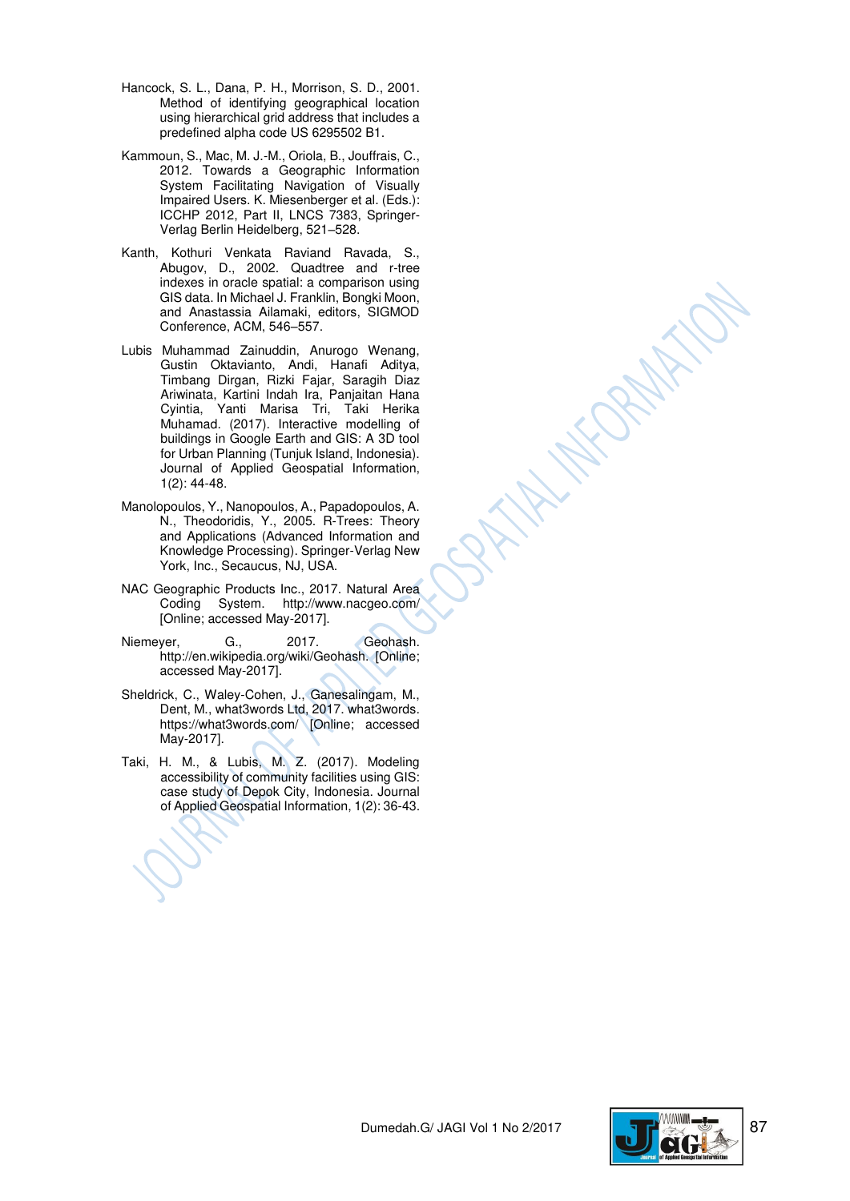Hancock, S. L., Dana, P. H., Morrison, S. D., 2001. Method of identifying geographical location using hierarchical grid address that includes a predefined alpha code US 6295502 B1.

Kammoun, S., Mac, M. J.-M., Oriola, B., Jouffrais, C., 2012. Towards a Geographic Information System Facilitating Navigation of Visually Impaired Users. K. Miesenberger et al. (Eds.): ICCHP 2012, Part II, LNCS 7383, Springer-Verlag Berlin Heidelberg, 521–528.

Kanth, Kothuri Venkata Raviand Ravada, S., Abugov, D., 2002. Quadtree and r-tree indexes in oracle spatial: a comparison using GIS data. In Michael J. Franklin, Bongki Moon, and Anastassia Ailamaki, editors, SIGMOD Conference, ACM, 546–557.

Lubis Muhammad Zainuddin, Anurogo Wenang, Gustin Oktavianto, Andi, Hanafi Aditya, Timbang Dirgan, Rizki Fajar, Saragih Diaz Ariwinata, Kartini Indah Ira, Panjaitan Hana Cyintia, Yanti Marisa Tri, Taki Herika Muhamad. (2017). Interactive modelling of buildings in Google Earth and GIS: A 3D tool for Urban Planning (Tunjuk Island, Indonesia). Journal of Applied Geospatial Information, 1(2): 44-48.

Manolopoulos, Y., Nanopoulos, A., Papadopoulos, A. N., Theodoridis, Y., 2005. R-Trees: Theory and Applications (Advanced Information and Knowledge Processing). Springer-Verlag New York, Inc., Secaucus, NJ, USA.

NAC Geographic Products Inc., 2017. Natural Area Coding System. http://www.nacgeo.com/ [Online; accessed May-2017].

Niemeyer, G., 2017. Geohash. http://en.wikipedia.org/wiki/Geohash. [Online; accessed May-2017].

Sheldrick, C., Waley-Cohen, J., Ganesalingam, M., Dent, M., what3words Ltd, 2017. what3words. https://what3words.com/ [Online; accessed May-2017].

Taki, H. M., & Lubis, M. Z. (2017). Modeling accessibility of community facilities using GIS: case study of Depok City, Indonesia. Journal of Applied Geospatial Information, 1(2): 36-43.